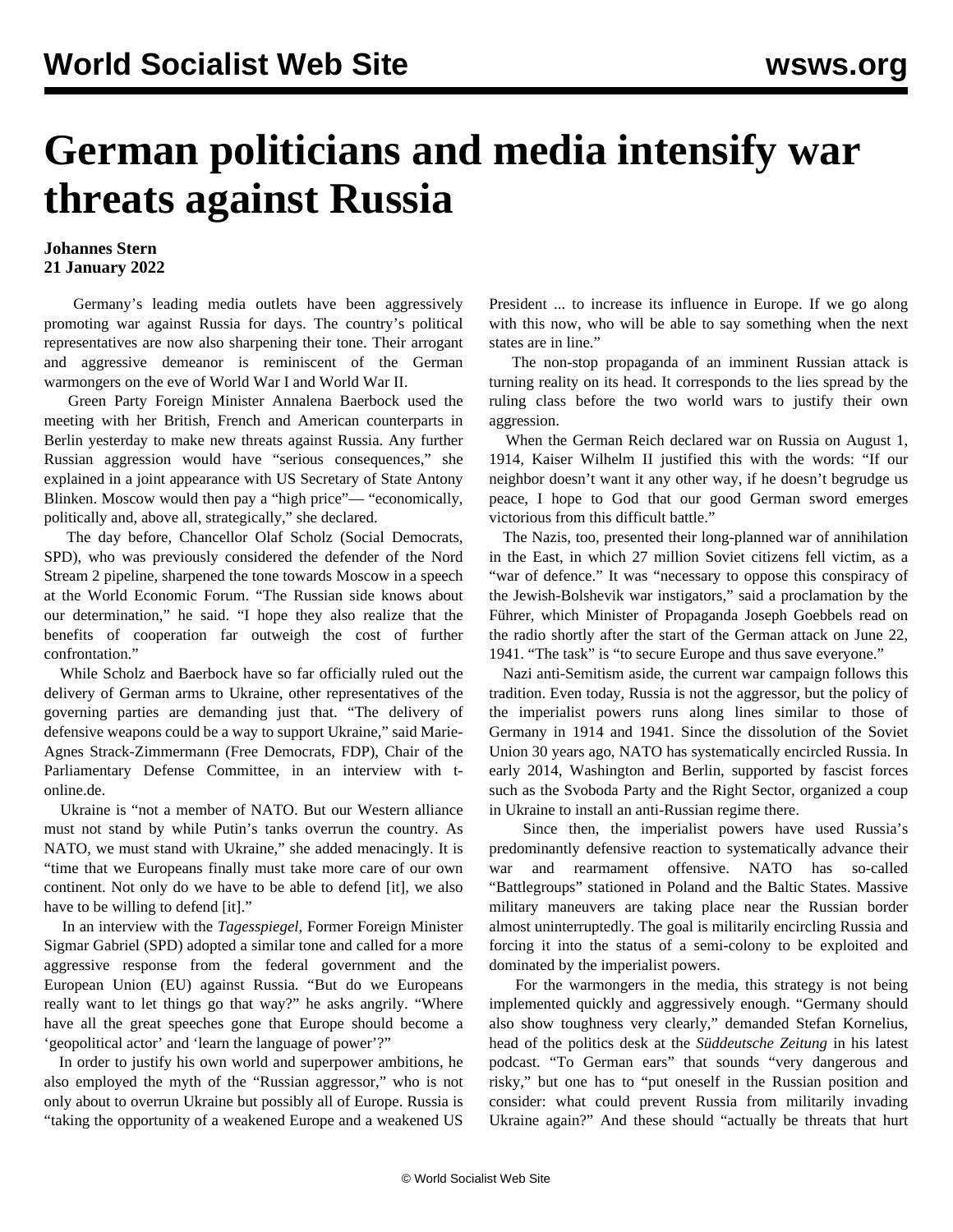# German politicians and media intensify war threats against Russia

**Johannes Stern**
**21 January 2022**

Germany's leading media outlets have been aggressively promoting war against Russia for days. The country's political representatives are now also sharpening their tone. Their arrogant and aggressive demeanor is reminiscent of the German warmongers on the eve of World War I and World War II.

Green Party Foreign Minister Annalena Baerbock used the meeting with her British, French and American counterparts in Berlin yesterday to make new threats against Russia. Any further Russian aggression would have "serious consequences," she explained in a joint appearance with US Secretary of State Antony Blinken. Moscow would then pay a "high price"— "economically, politically and, above all, strategically," she declared.

The day before, Chancellor Olaf Scholz (Social Democrats, SPD), who was previously considered the defender of the Nord Stream 2 pipeline, sharpened the tone towards Moscow in a speech at the World Economic Forum. "The Russian side knows about our determination," he said. "I hope they also realize that the benefits of cooperation far outweigh the cost of further confrontation."

While Scholz and Baerbock have so far officially ruled out the delivery of German arms to Ukraine, other representatives of the governing parties are demanding just that. "The delivery of defensive weapons could be a way to support Ukraine," said Marie-Agnes Strack-Zimmermann (Free Democrats, FDP), Chair of the Parliamentary Defense Committee, in an interview with t-online.de.

Ukraine is "not a member of NATO. But our Western alliance must not stand by while Putin's tanks overrun the country. As NATO, we must stand with Ukraine," she added menacingly. It is "time that we Europeans finally must take more care of our own continent. Not only do we have to be able to defend [it], we also have to be willing to defend [it]."

In an interview with the *Tagesspiegel*, Former Foreign Minister Sigmar Gabriel (SPD) adopted a similar tone and called for a more aggressive response from the federal government and the European Union (EU) against Russia. "But do we Europeans really want to let things go that way?" he asks angrily. "Where have all the great speeches gone that Europe should become a 'geopolitical actor' and 'learn the language of power'?"

In order to justify his own world and superpower ambitions, he also employed the myth of the "Russian aggressor," who is not only about to overrun Ukraine but possibly all of Europe. Russia is "taking the opportunity of a weakened Europe and a weakened US President ... to increase its influence in Europe. If we go along with this now, who will be able to say something when the next states are in line."

The non-stop propaganda of an imminent Russian attack is turning reality on its head. It corresponds to the lies spread by the ruling class before the two world wars to justify their own aggression.

When the German Reich declared war on Russia on August 1, 1914, Kaiser Wilhelm II justified this with the words: "If our neighbor doesn't want it any other way, if he doesn't begrudge us peace, I hope to God that our good German sword emerges victorious from this difficult battle."

The Nazis, too, presented their long-planned war of annihilation in the East, in which 27 million Soviet citizens fell victim, as a "war of defence." It was "necessary to oppose this conspiracy of the Jewish-Bolshevik war instigators," said a proclamation by the Führer, which Minister of Propaganda Joseph Goebbels read on the radio shortly after the start of the German attack on June 22, 1941. "The task" is "to secure Europe and thus save everyone."

Nazi anti-Semitism aside, the current war campaign follows this tradition. Even today, Russia is not the aggressor, but the policy of the imperialist powers runs along lines similar to those of Germany in 1914 and 1941. Since the dissolution of the Soviet Union 30 years ago, NATO has systematically encircled Russia. In early 2014, Washington and Berlin, supported by fascist forces such as the Svoboda Party and the Right Sector, organized a coup in Ukraine to install an anti-Russian regime there.

Since then, the imperialist powers have used Russia's predominantly defensive reaction to systematically advance their war and rearmament offensive. NATO has so-called "Battlegroups" stationed in Poland and the Baltic States. Massive military maneuvers are taking place near the Russian border almost uninterruptedly. The goal is militarily encircling Russia and forcing it into the status of a semi-colony to be exploited and dominated by the imperialist powers.

For the warmongers in the media, this strategy is not being implemented quickly and aggressively enough. "Germany should also show toughness very clearly," demanded Stefan Kornelius, head of the politics desk at the *Süddeutsche Zeitung* in his latest podcast. "To German ears" that sounds "very dangerous and risky," but one has to "put oneself in the Russian position and consider: what could prevent Russia from militarily invading Ukraine again?" And these should "actually be threats that hurt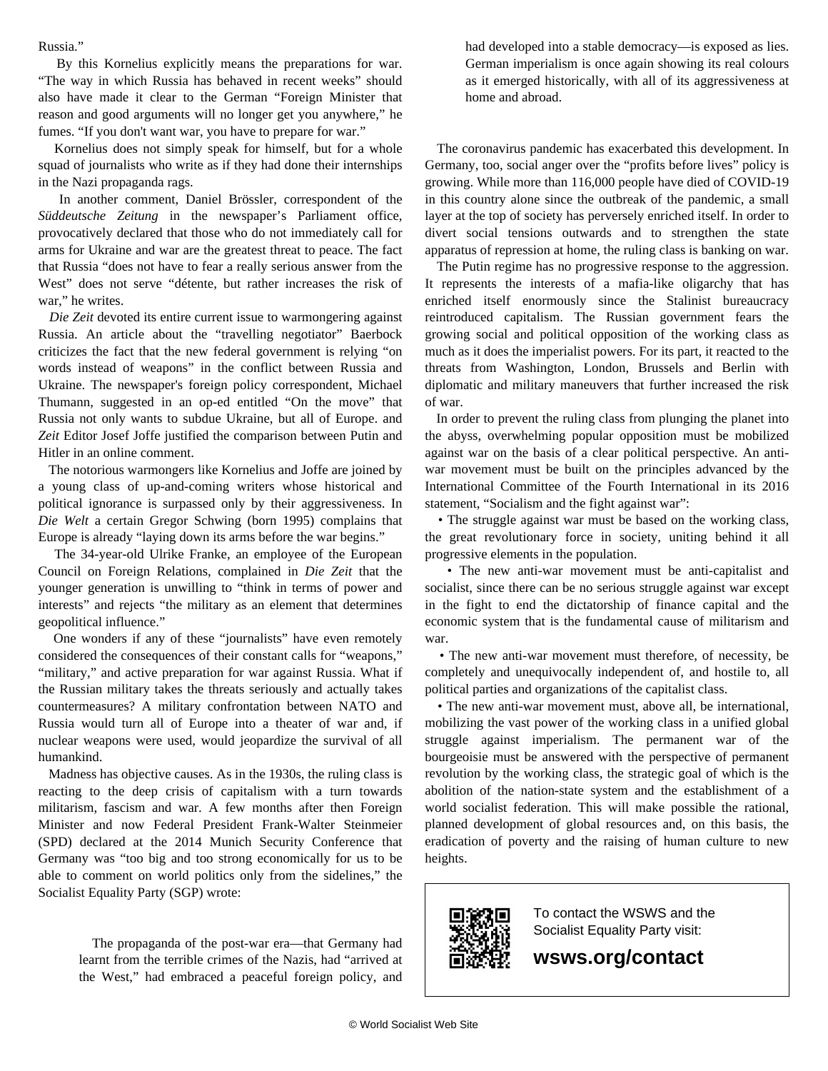Russia."

By this Kornelius explicitly means the preparations for war. "The way in which Russia has behaved in recent weeks" should also have made it clear to the German "Foreign Minister that reason and good arguments will no longer get you anywhere," he fumes. "If you don't want war, you have to prepare for war."

Kornelius does not simply speak for himself, but for a whole squad of journalists who write as if they had done their internships in the Nazi propaganda rags.

In another comment, Daniel Brössler, correspondent of the *Süddeutsche Zeitung* in the newspaper's Parliament office, provocatively declared that those who do not immediately call for arms for Ukraine and war are the greatest threat to peace. The fact that Russia "does not have to fear a really serious answer from the West" does not serve "détente, but rather increases the risk of war," he writes.

*Die Zeit* devoted its entire current issue to warmongering against Russia. An article about the "travelling negotiator" Baerbock criticizes the fact that the new federal government is relying "on words instead of weapons" in the conflict between Russia and Ukraine. The newspaper's foreign policy correspondent, Michael Thumann, suggested in an op-ed entitled "On the move" that Russia not only wants to subdue Ukraine, but all of Europe. and *Zeit* Editor Josef Joffe justified the comparison between Putin and Hitler in an online comment.

The notorious warmongers like Kornelius and Joffe are joined by a young class of up-and-coming writers whose historical and political ignorance is surpassed only by their aggressiveness. In *Die Welt* a certain Gregor Schwing (born 1995) complains that Europe is already "laying down its arms before the war begins."

The 34-year-old Ulrike Franke, an employee of the European Council on Foreign Relations, complained in *Die Zeit* that the younger generation is unwilling to "think in terms of power and interests" and rejects "the military as an element that determines geopolitical influence."

One wonders if any of these "journalists" have even remotely considered the consequences of their constant calls for "weapons," "military," and active preparation for war against Russia. What if the Russian military takes the threats seriously and actually takes countermeasures? A military confrontation between NATO and Russia would turn all of Europe into a theater of war and, if nuclear weapons were used, would jeopardize the survival of all humankind.

Madness has objective causes. As in the 1930s, the ruling class is reacting to the deep crisis of capitalism with a turn towards militarism, fascism and war. A few months after then Foreign Minister and now Federal President Frank-Walter Steinmeier (SPD) declared at the 2014 Munich Security Conference that Germany was "too big and too strong economically for us to be able to comment on world politics only from the sidelines," the Socialist Equality Party (SGP) wrote:

> The propaganda of the post-war era—that Germany had learnt from the terrible crimes of the Nazis, had "arrived at the West," had embraced a peaceful foreign policy, and had developed into a stable democracy—is exposed as lies. German imperialism is once again showing its real colours as it emerged historically, with all of its aggressiveness at home and abroad.

The coronavirus pandemic has exacerbated this development. In Germany, too, social anger over the "profits before lives" policy is growing. While more than 116,000 people have died of COVID-19 in this country alone since the outbreak of the pandemic, a small layer at the top of society has perversely enriched itself. In order to divert social tensions outwards and to strengthen the state apparatus of repression at home, the ruling class is banking on war.

The Putin regime has no progressive response to the aggression. It represents the interests of a mafia-like oligarchy that has enriched itself enormously since the Stalinist bureaucracy reintroduced capitalism. The Russian government fears the growing social and political opposition of the working class as much as it does the imperialist powers. For its part, it reacted to the threats from Washington, London, Brussels and Berlin with diplomatic and military maneuvers that further increased the risk of war.

In order to prevent the ruling class from plunging the planet into the abyss, overwhelming popular opposition must be mobilized against war on the basis of a clear political perspective. An anti-war movement must be built on the principles advanced by the International Committee of the Fourth International in its 2016 statement, "Socialism and the fight against war":

- The struggle against war must be based on the working class, the great revolutionary force in society, uniting behind it all progressive elements in the population.
- The new anti-war movement must be anti-capitalist and socialist, since there can be no serious struggle against war except in the fight to end the dictatorship of finance capital and the economic system that is the fundamental cause of militarism and war.
- The new anti-war movement must therefore, of necessity, be completely and unequivocally independent of, and hostile to, all political parties and organizations of the capitalist class.
- The new anti-war movement must, above all, be international, mobilizing the vast power of the working class in a unified global struggle against imperialism. The permanent war of the bourgeoisie must be answered with the perspective of permanent revolution by the working class, the strategic goal of which is the abolition of the nation-state system and the establishment of a world socialist federation. This will make possible the rational, planned development of global resources and, on this basis, the eradication of poverty and the raising of human culture to new heights.

To contact the WSWS and the Socialist Equality Party visit:

**wsws.org/contact**